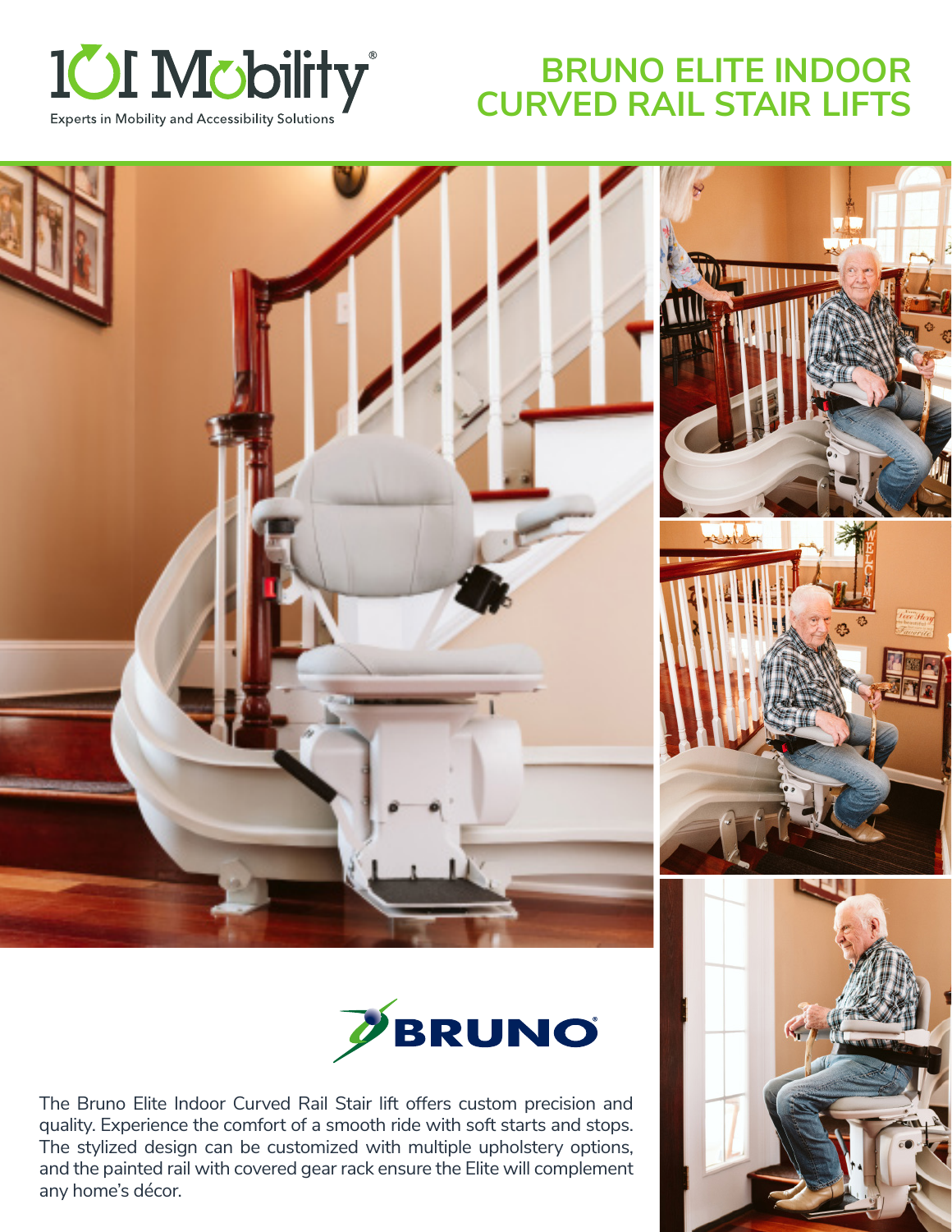101 Mobility®

Experts in Mobility and Accessibility Solutions

# BRUNO ELITE INDOOR CURVED RAIL STAIR LIFTS

BRUNO®

The Bruno Elite Indoor Curved Rail Stair lift offers custom precision and quality. Experience the comfort of a smooth ride with soft starts and stops. The stylized design can be customized with multiple upholstery options, and the painted rail with covered gear rack ensure the Elite will complement any home's décor.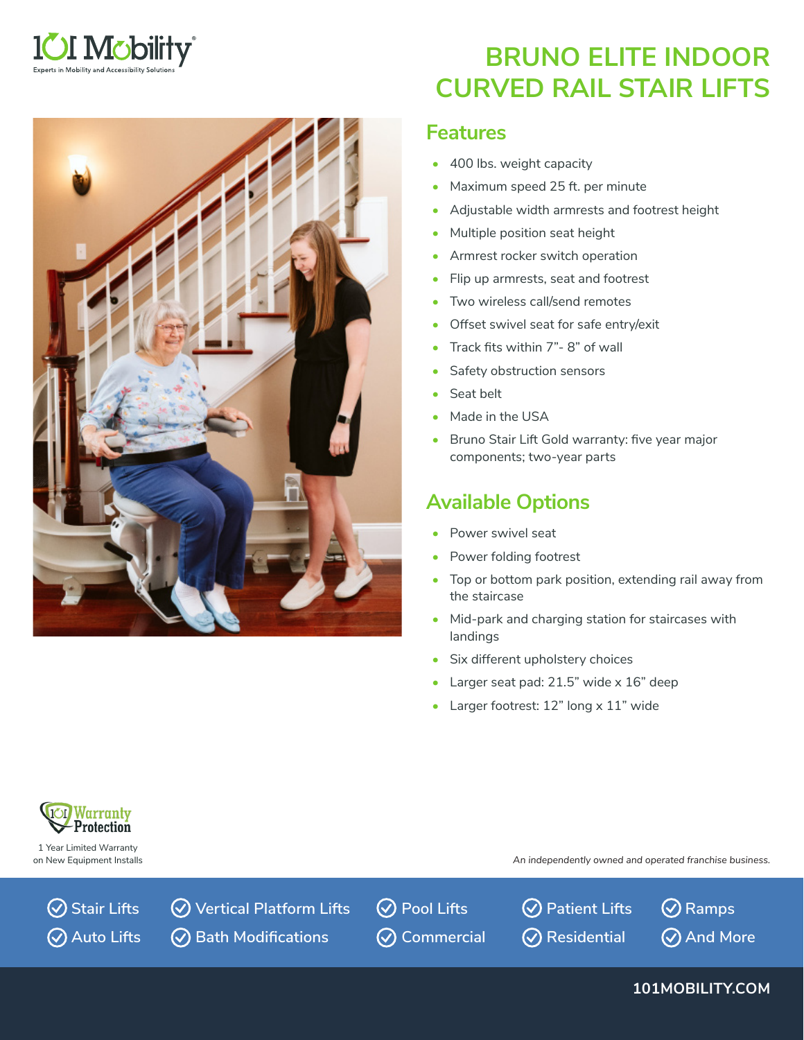101 Mobility
Experts in Mobility and Accessibility Solutions

# BRUNO ELITE INDOOR CURVED RAIL STAIR LIFTS

## Features

- 400 lbs. weight capacity
- Maximum speed 25 ft. per minute
- Adjustable width armrests and footrest height
- Multiple position seat height
- Armrest rocker switch operation
- Flip up armrests, seat and footrest
- Two wireless call/send remotes
- Offset swivel seat for safe entry/exit
- Track fits within 7"- 8" of wall
- Safety obstruction sensors
- Seat belt
- Made in the USA
- Bruno Stair Lift Gold warranty: five year major components; two-year parts

## Available Options

- Power swivel seat
- Power folding footrest
- Top or bottom park position, extending rail away from the staircase
- Mid-park and charging station for staircases with landings
- Six different upholstery choices
- Larger seat pad: 21.5" wide x 16" deep
- Larger footrest: 12" long x 11" wide

101 Warranty Protection
1 Year Limited Warranty on New Equipment Installs

*An independently owned and operated franchise business.*

- Stair Lifts
- Vertical Platform Lifts
- Pool Lifts
- Patient Lifts
- Ramps
- Auto Lifts
- Bath Modifications
- Commercial
- Residential
- And More

**101MOBILITY.COM**